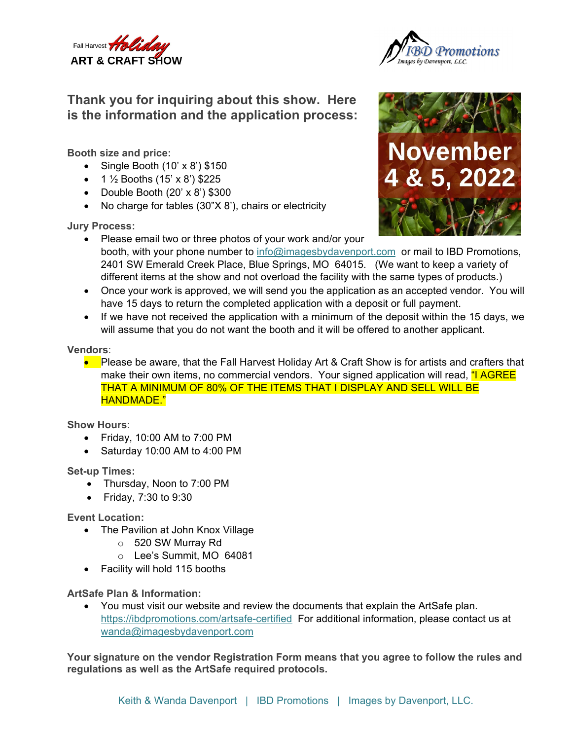Fall Harvest *Holiday*
**ART & CRAFT SHOW**

IBD Promotions
Images by Davenport, LLC

## Thank you for inquiring about this show. Here is the information and the application process:

**November 4 & 5, 2022**

**Booth size and price:**

- Single Booth (10' x 8') $150
- 1 ½ Booths (15' x 8') $225
- Double Booth (20' x 8') $300
- No charge for tables (30"X 8'), chairs or electricity

**Jury Process:**

- Please email two or three photos of your work and/or your booth, with your phone number to info@imagesbydavenport.com or mail to IBD Promotions, 2401 SW Emerald Creek Place, Blue Springs, MO 64015. (We want to keep a variety of different items at the show and not overload the facility with the same types of products.)
- Once your work is approved, we will send you the application as an accepted vendor. You will have 15 days to return the completed application with a deposit or full payment.
- If we have not received the application with a minimum of the deposit within the 15 days, we will assume that you do not want the booth and it will be offered to another applicant.

**Vendors**:

- Please be aware, that the Fall Harvest Holiday Art & Craft Show is for artists and crafters that make their own items, no commercial vendors. Your signed application will read, "I AGREE THAT A MINIMUM OF 80% OF THE ITEMS THAT I DISPLAY AND SELL WILL BE HANDMADE."

**Show Hours**:

- Friday, 10:00 AM to 7:00 PM
- Saturday 10:00 AM to 4:00 PM

**Set-up Times:**

- Thursday, Noon to 7:00 PM
- Friday, 7:30 to 9:30

**Event Location:**

- The Pavilion at John Knox Village
  - 520 SW Murray Rd
  - Lee's Summit, MO 64081
- Facility will hold 115 booths

**ArtSafe Plan & Information:**

- You must visit our website and review the documents that explain the ArtSafe plan. https://ibdpromotions.com/artsafe-certified For additional information, please contact us at wanda@imagesbydavenport.com

**Your signature on the vendor Registration Form means that you agree to follow the rules and regulations as well as the ArtSafe required protocols.**

Keith & Wanda Davenport | IBD Promotions | Images by Davenport, LLC.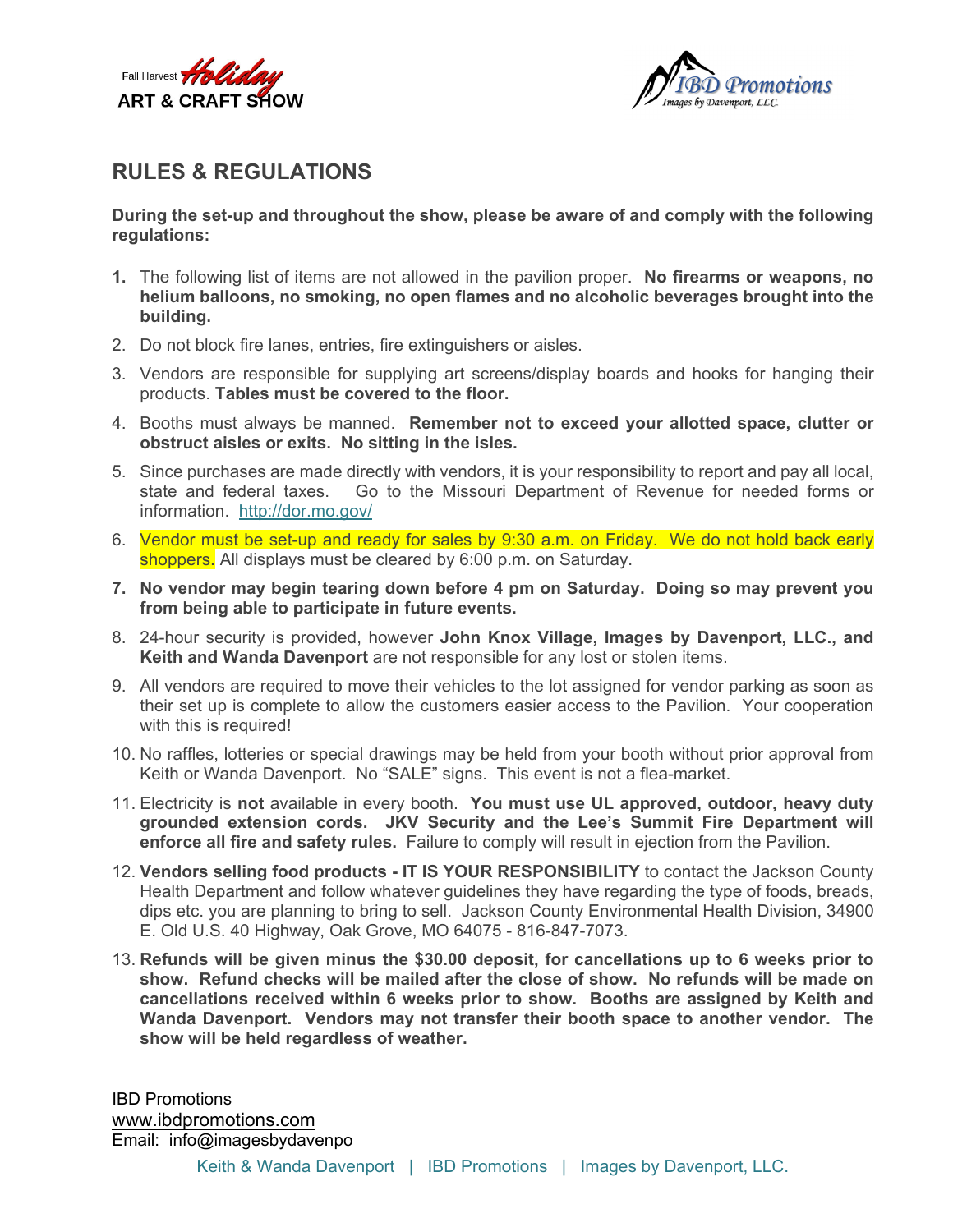Fall Harvest *Holiday* **ART & CRAFT SHOW**

IBD Promotions
Images by Davenport, LLC.

## RULES & REGULATIONS

**During the set-up and throughout the show, please be aware of and comply with the following regulations:**

1. The following list of items are not allowed in the pavilion proper. **No firearms or weapons, no helium balloons, no smoking, no open flames and no alcoholic beverages brought into the building.**
2. Do not block fire lanes, entries, fire extinguishers or aisles.
3. Vendors are responsible for supplying art screens/display boards and hooks for hanging their products. **Tables must be covered to the floor.**
4. Booths must always be manned. **Remember not to exceed your allotted space, clutter or obstruct aisles or exits. No sitting in the isles.**
5. Since purchases are made directly with vendors, it is your responsibility to report and pay all local, state and federal taxes. Go to the Missouri Department of Revenue for needed forms or information. http://dor.mo.gov/
6. Vendor must be set-up and ready for sales by 9:30 a.m. on Friday. We do not hold back early shoppers. All displays must be cleared by 6:00 p.m. on Saturday.
7. **No vendor may begin tearing down before 4 pm on Saturday. Doing so may prevent you from being able to participate in future events.**
8. 24-hour security is provided, however **John Knox Village, Images by Davenport, LLC., and Keith and Wanda Davenport** are not responsible for any lost or stolen items.
9. All vendors are required to move their vehicles to the lot assigned for vendor parking as soon as their set up is complete to allow the customers easier access to the Pavilion. Your cooperation with this is required!
10. No raffles, lotteries or special drawings may be held from your booth without prior approval from Keith or Wanda Davenport. No "SALE" signs. This event is not a flea-market.
11. Electricity is **not** available in every booth. **You must use UL approved, outdoor, heavy duty grounded extension cords. JKV Security and the Lee's Summit Fire Department will enforce all fire and safety rules.** Failure to comply will result in ejection from the Pavilion.
12. **Vendors selling food products - IT IS YOUR RESPONSIBILITY** to contact the Jackson County Health Department and follow whatever guidelines they have regarding the type of foods, breads, dips etc. you are planning to bring to sell. Jackson County Environmental Health Division, 34900 E. Old U.S. 40 Highway, Oak Grove, MO 64075 - 816-847-7073.
13. **Refunds will be given minus the $30.00 deposit, for cancellations up to 6 weeks prior to show. Refund checks will be mailed after the close of show. No refunds will be made on cancellations received within 6 weeks prior to show. Booths are assigned by Keith and Wanda Davenport. Vendors may not transfer their booth space to another vendor. The show will be held regardless of weather.**

IBD Promotions
www.ibdpromotions.com
Email: info@imagesbydavenpo

Keith & Wanda Davenport | IBD Promotions | Images by Davenport, LLC.